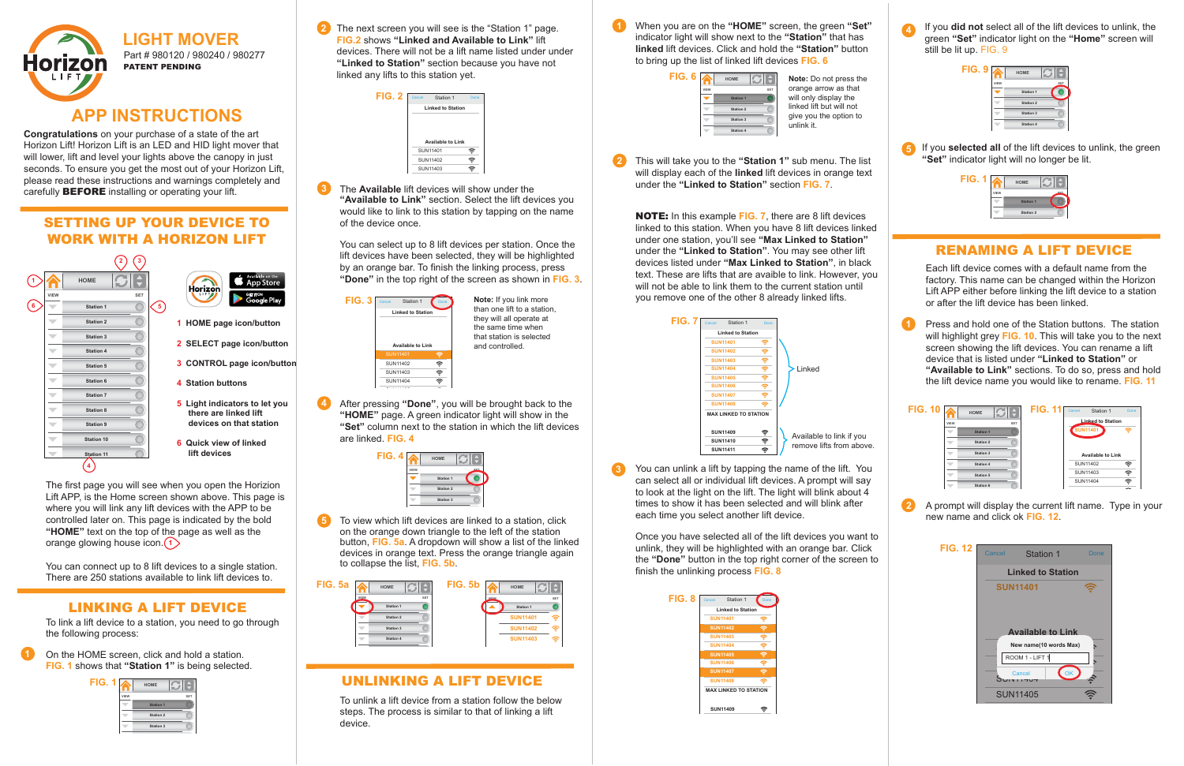# LIGHT MOVER

Part # 980120 / 980240 / 980277

**PATENT PENDING**

# APP INSTRUCTIONS

**Congratulations** on your purchase of a state of the art Horizon Lift! Horizon Lift is an LED and HID light mover that will lower, lift and level your lights above the canopy in just seconds. To ensure you get the most out of your Horizon Lift, please read these instructions and warnings completely and carefully **BEFORE** installing or operating your lift.

## SETTING UP YOUR DEVICE TO WORK WITH A HORIZON LIFT

1 HOME page icon/button

2 SELECT page icon/button

3 CONTROL page icon/button

4 Station buttons

5 Light indicators to let you there are linked lift devices on that station

6 Quick view of linked lift devices

The first page you will see when you open the Horizon Lift APP, is the Home screen shown above. This page is where you will link any lift devices with the APP to be controlled later on. This page is indicated by the bold **"HOME"** text on the top of the page as well as the orange glowing house icon. 1

You can connect up to 8 lift devices to a single station. There are 250 stations available to link lift devices to.

## LINKING A LIFT DEVICE

To link a lift device to a station, you need to go through the following process:

1. On the HOME screen, click and hold a station. FIG. 1 shows that **"Station 1"** is being selected.

FIG. 1

2. The next screen you will see is the "Station 1" page. FIG.2 shows **"Linked and Available to Link"** lift devices. There will not be a lift name listed under under **"Linked to Station"** section because you have not linked any lifts to this station yet.

FIG. 2

3. The **Available** lift devices will show under the **"Available to Link"** section. Select the lift devices you would like to link to this station by tapping on the name of the device once.

You can select up to 8 lift devices per station. Once the lift devices have been selected, they will be highlighted by an orange bar. To finish the linking process, press **"Done"** in the top right of the screen as shown in FIG. 3.

FIG. 3

**Note:** If you link more than one lift to a station, they will all operate at the same time when that station is selected and controlled.

4. After pressing **"Done"**, you will be brought back to the **"HOME"** page. A green indicator light will show in the **"Set"** column next to the station in which the lift devices are linked. FIG. 4

FIG. 4

5. To view which lift devices are linked to a station, click on the orange down triangle to the left of the station button, FIG. 5a. A dropdown will show a list of the linked devices in orange text. Press the orange triangle again to collapse the list, FIG. 5b.

FIG. 5a

FIG. 5b

## UNLINKING A LIFT DEVICE

To unlink a lift device from a station follow the below steps. The process is similar to that of linking a lift device.

1. When you are on the **"HOME"** screen, the green **"Set"** indicator light will show next to the **"Station"** that has **linked** lift devices. Click and hold the **"Station"** button to bring up the list of linked lift devices FIG. 6

FIG. 6

**Note:** Do not press the orange arrow as that will only display the linked lift but will not give you the option to unlink it.

2. This will take you to the **"Station 1"** sub menu. The list will display each of the **linked** lift devices in orange text under the **"Linked to Station"** section FIG. 7.

**NOTE:** In this example FIG. 7, there are 8 lift devices linked to this station. When you have 8 lift devices linked under one station, you'll see **"Max Linked to Station"** under the **"Linked to Station"**. You may see other lift devices listed under **"Max Linked to Station"**, in black text. These are lifts that are avaible to link. However, you will not be able to link them to the current station until you remove one of the other 8 already linked lifts.

FIG. 7

Linked

Available to link if you remove lifts from above.

3. You can unlink a lift by tapping the name of the lift. You can select all or individual lift devices. A prompt will say to look at the light on the lift. The light will blink about 4 times to show it has been selected and will blink after each time you select another lift device.

Once you have selected all of the lift devices you want to unlink, they will be highlighted with an orange bar. Click the **"Done"** button in the top right corner of the screen to finish the unlinking process FIG. 8

FIG. 8

4. If you **did not** select all of the lift devices to unlink, the green **"Set"** indicator light on the **"Home"** screen will still be lit up. FIG. 9

FIG. 9

5. If you **selected all** of the lift devices to unlink, the green **"Set"** indicator light will no longer be lit.

FIG. 1

## RENAMING A LIFT DEVICE

Each lift device comes with a default name from the factory. This name can be changed within the Horizon Lift APP either before linking the lift device to a station or after the lift device has been linked.

1. Press and hold one of the Station buttons. The station will highlight grey FIG. 10. This will take you to the next screen showing the lift devices. You can rename a lift device that is listed under **"Linked to Station"** or **"Available to Link"** sections. To do so, press and hold the lift device name you would like to rename. FIG. 11

FIG. 10

FIG. 11

2. A prompt will display the current lift name. Type in your new name and click ok FIG. 12.

FIG. 12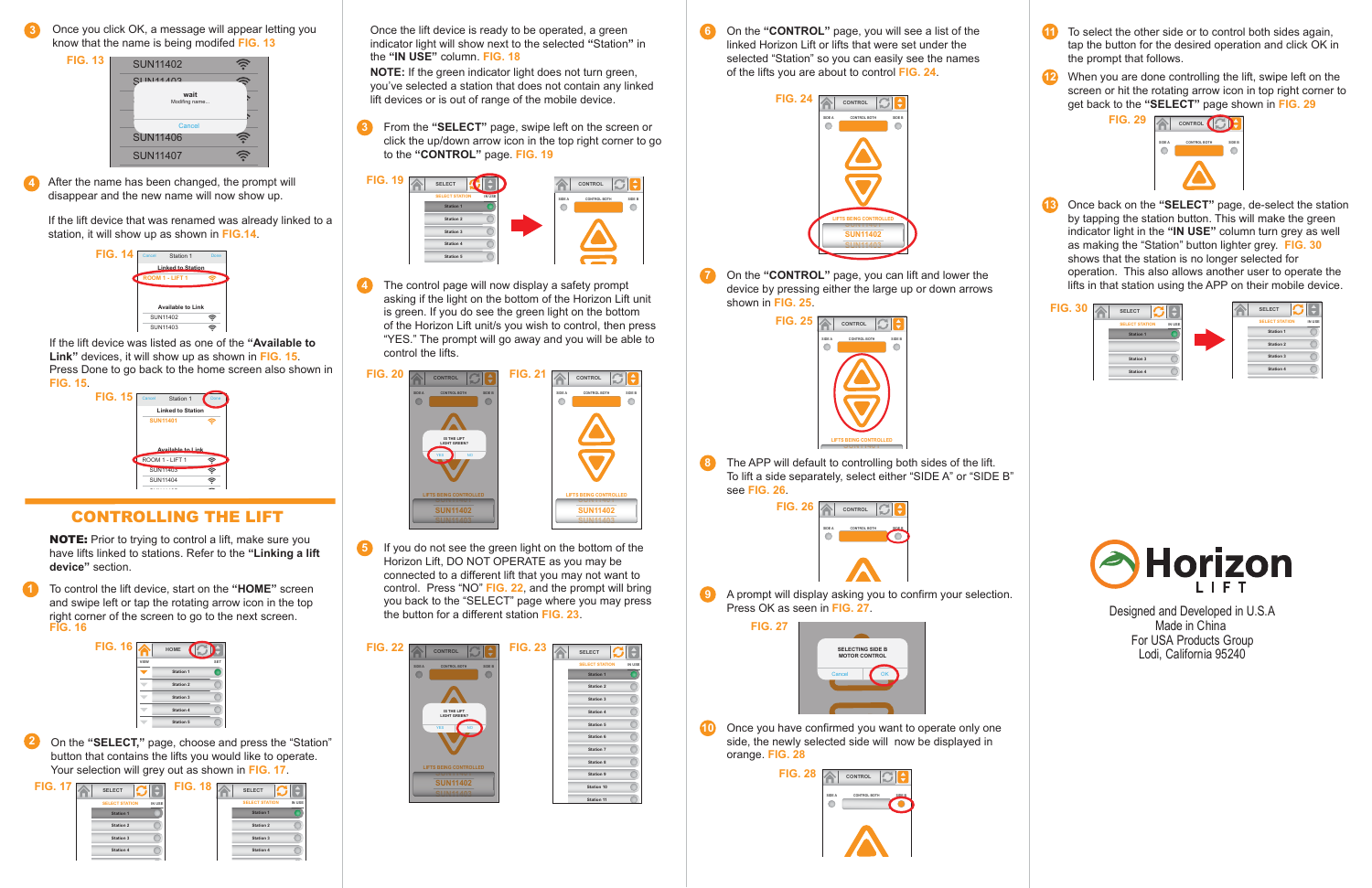3 Once you click OK, a message will appear letting you know that the name is being modifed FIG. 13

FIG. 13

SUN11402

wait
Modifing name...

Cancel

SUN11406

SUN11407

4 After the name has been changed, the prompt will disappear and the new name will now show up.

If the lift device that was renamed was already linked to a station, it will show up as shown in FIG.14.

FIG. 14

Cancel Station 1 Done

Linked to Station

ROOM 1 - LIFT 1

Available to Link

SUN11402

SUN11403

If the lift device was listed as one of the **"Available to Link"** devices, it will show up as shown in FIG. 15. Press Done to go back to the home screen also shown in FIG. 15.

FIG. 15

Cancel Station 1 Done

Linked to Station

SUN11401

Available to Link

ROOM 1 - LIFT 1

SUN11403

SUN11404

## CONTROLLING THE LIFT

**NOTE:** Prior to trying to control a lift, make sure you have lifts linked to stations. Refer to the **"Linking a lift device"** section.

1 To control the lift device, start on the **"HOME"** screen and swipe left or tap the rotating arrow icon in the top right corner of the screen to go to the next screen. FIG. 16

FIG. 16

2 On the **"SELECT,"** page, choose and press the "Station" button that contains the lifts you would like to operate. Your selection will grey out as shown in FIG. 17.

FIG. 17 FIG. 18

Once the lift device is ready to be operated, a green indicator light will show next to the selected "Station" in the **"IN USE"** column. FIG. 18

**NOTE:** If the green indicator light does not turn green, you've selected a station that does not contain any linked lift devices or is out of range of the mobile device.

3 From the **"SELECT"** page, swipe left on the screen or click the up/down arrow icon in the top right corner to go to the **"CONTROL"** page. FIG. 19

FIG. 19

4 The control page will now display a safety prompt asking if the light on the bottom of the Horizon Lift unit is green. If you do see the green light on the bottom of the Horizon Lift unit/s you wish to control, then press "YES." The prompt will go away and you will be able to control the lifts.

FIG. 20 FIG. 21

IS THE LIFT LIGHT GREEN?

YES NO

LIFTS BEING CONTROLLED

SUN11402

5 If you do not see the green light on the bottom of the Horizon Lift, DO NOT OPERATE as you may be connected to a different lift that you may not want to control. Press "NO" FIG. 22, and the prompt will bring you back to the "SELECT" page where you may press the button for a different station FIG. 23.

FIG. 22 FIG. 23

6 On the **"CONTROL"** page, you will see a list of the linked Horizon Lift or lifts that were set under the selected "Station" so you can easily see the names of the lifts you are about to control FIG. 24.

FIG. 24

LIFTS BEING CONTROLLED

SUN11402

7 On the **"CONTROL"** page, you can lift and lower the device by pressing either the large up or down arrows shown in FIG. 25.

FIG. 25

8 The APP will default to controlling both sides of the lift. To lift a side separately, select either "SIDE A" or "SIDE B" see FIG. 26.

FIG. 26

9 A prompt will display asking you to confirm your selection. Press OK as seen in FIG. 27.

FIG. 27

SELECTING SIDE B MOTOR CONTROL

Cancel OK

10 Once you have confirmed you want to operate only one side, the newly selected side will now be displayed in orange. FIG. 28

FIG. 28

11 To select the other side or to control both sides again, tap the button for the desired operation and click OK in the prompt that follows.

12 When you are done controlling the lift, swipe left on the screen or hit the rotating arrow icon in top right corner to get back to the **"SELECT"** page shown in FIG. 29

FIG. 29

13 Once back on the **"SELECT"** page, de-select the station by tapping the station button. This will make the green indicator light in the **"IN USE"** column turn grey as well as making the "Station" button lighter grey. FIG. 30 shows that the station is no longer selected for operation. This also allows another user to operate the lifts in that station using the APP on their mobile device.

FIG. 30

Horizon
LIFT

Designed and Developed in U.S.A
Made in China
For USA Products Group
Lodi, California 95240